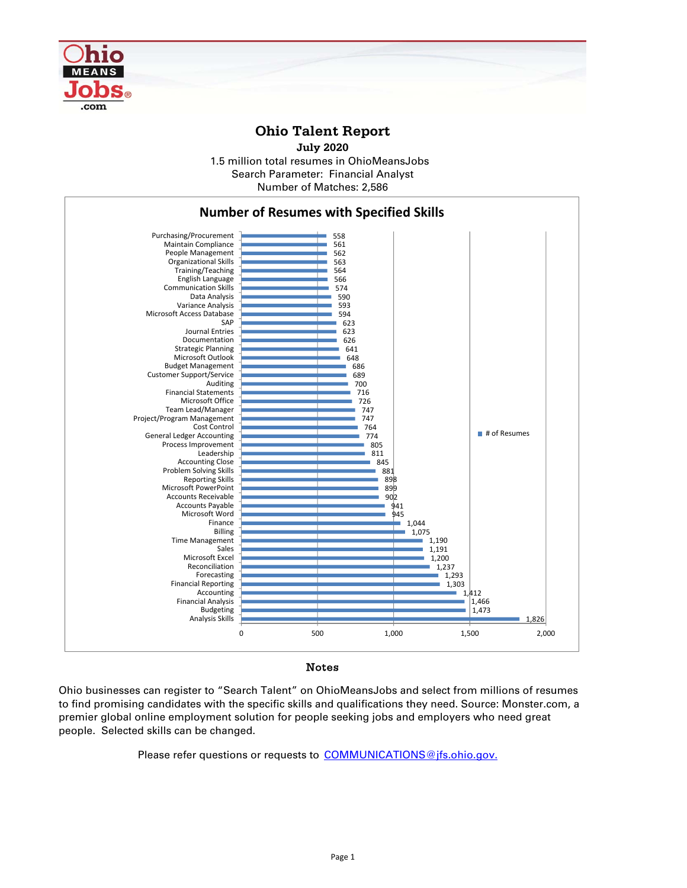# Ohio Talent Report

**July 2020**

1.5 million total resumes in OhioMeansJobs
Search Parameter: Financial Analyst
Number of Matches: 2,586

## Number of Resumes with Specified Skills

| Skill | # of Resumes |
|---|---|
| Purchasing/Procurement | 558 |
| Maintain Compliance | 561 |
| People Management | 562 |
| Organizational Skills | 563 |
| Training/Teaching | 564 |
| English Language | 566 |
| Communication Skills | 574 |
| Data Analysis | 590 |
| Variance Analysis | 593 |
| Microsoft Access Database | 594 |
| SAP | 623 |
| Journal Entries | 623 |
| Documentation | 626 |
| Strategic Planning | 641 |
| Microsoft Outlook | 648 |
| Budget Management | 686 |
| Customer Support/Service | 689 |
| Auditing | 700 |
| Financial Statements | 716 |
| Microsoft Office | 726 |
| Team Lead/Manager | 747 |
| Project/Program Management | 747 |
| Cost Control | 764 |
| General Ledger Accounting | 774 |
| Process Improvement | 805 |
| Leadership | 811 |
| Accounting Close | 845 |
| Problem Solving Skills | 881 |
| Reporting Skills | 898 |
| Microsoft PowerPoint | 899 |
| Accounts Receivable | 902 |
| Accounts Payable | 941 |
| Microsoft Word | 945 |
| Finance | 1,044 |
| Billing | 1,075 |
| Time Management | 1,190 |
| Sales | 1,191 |
| Microsoft Excel | 1,200 |
| Reconciliation | 1,237 |
| Forecasting | 1,293 |
| Financial Reporting | 1,303 |
| Accounting | 1,412 |
| Financial Analysis | 1,466 |
| Budgeting | 1,473 |
| Analysis Skills | 1,826 |

### Notes

Ohio businesses can register to "Search Talent" on OhioMeansJobs and select from millions of resumes to find promising candidates with the specific skills and qualifications they need. Source: Monster.com, a premier global online employment solution for people seeking jobs and employers who need great people. Selected skills can be changed.

Please refer questions or requests to COMMUNICATIONS@jfs.ohio.gov.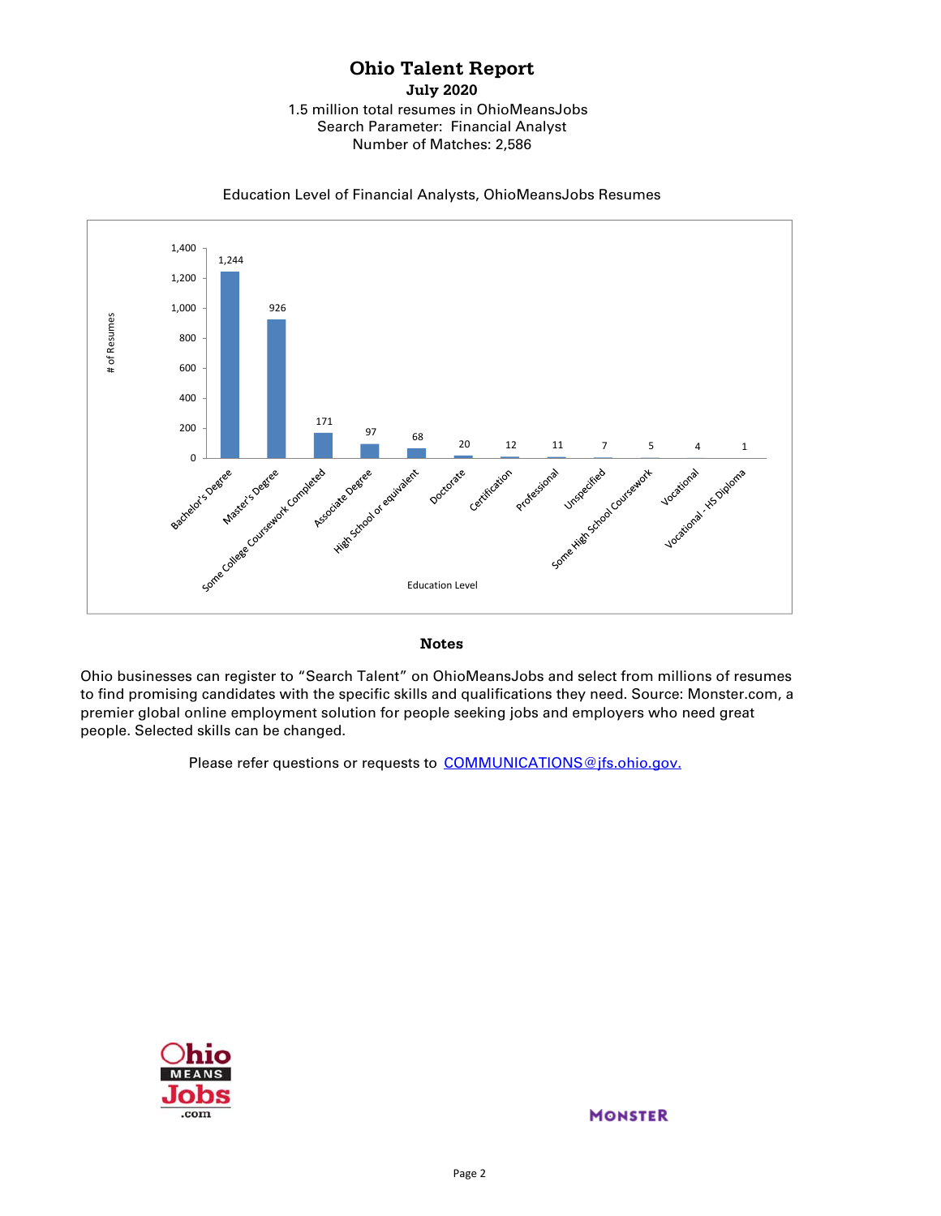# Ohio Talent Report

**July 2020**

1.5 million total resumes in OhioMeansJobs
Search Parameter: Financial Analyst
Number of Matches: 2,586

Education Level of Financial Analysts, OhioMeansJobs Resumes

# of Resumes

1,400
1,200
1,000
800
600
400
200
0

1,244
926
171
97
68
20
12
11
7
5
4
1

Bachelor's Degree
Master's Degree
Some College Coursework Completed
Associate Degree
High School or equivalent
Doctorate
Certification
Professional
Unspecified
Some High School Coursework
Vocational
Vocational - HS Diploma

Education Level

**Notes**

Ohio businesses can register to "Search Talent" on OhioMeansJobs and select from millions of resumes to find promising candidates with the specific skills and qualifications they need. Source: Monster.com, a premier global online employment solution for people seeking jobs and employers who need great people. Selected skills can be changed.

Please refer questions or requests to [COMMUNICATIONS@jfs.ohio.gov.](mailto:COMMUNICATIONS@jfs.ohio.gov)

Ohio MEANS Jobs .com

MONSTER